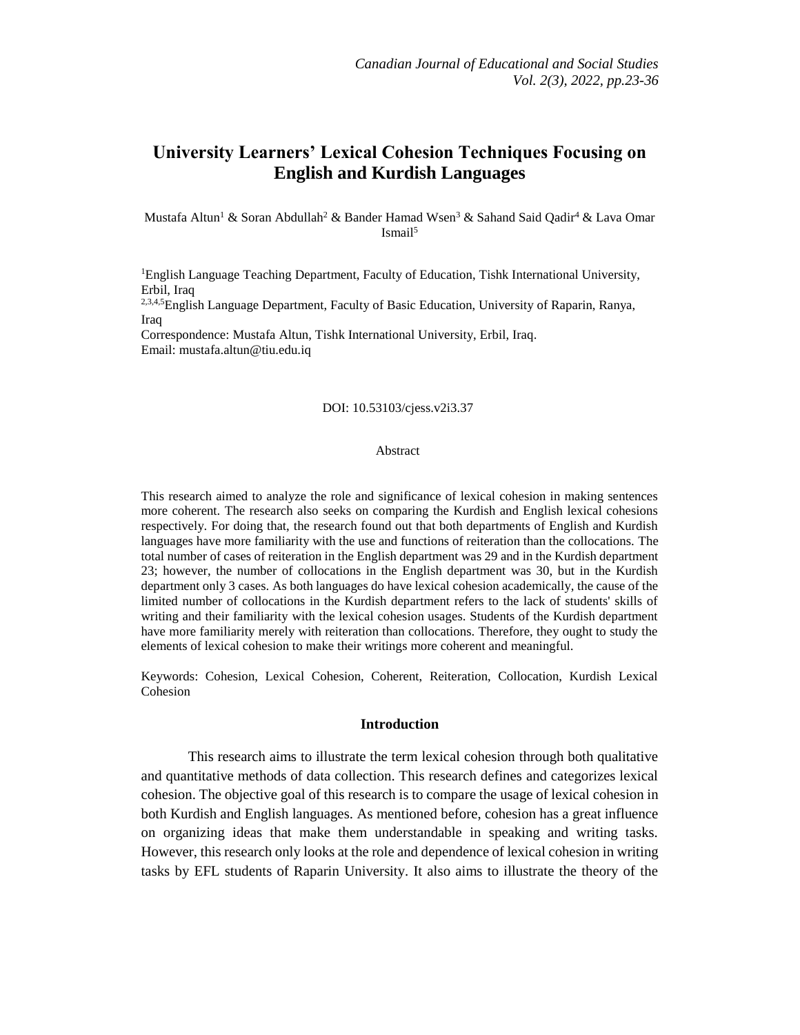# University Learners' Lexical Cohesion Techniques Focusing on English and Kurdish Languages

Mustafa Altun[1] & Soran Abdullah[2] & Bander Hamad Wsen[3] & Sahand Said Qadir[4] & Lava Omar Ismail[5]

[1]English Language Teaching Department, Faculty of Education, Tishk International University, Erbil, Iraq

[2,3,4,5]English Language Department, Faculty of Basic Education, University of Raparin, Ranya, Iraq

Correspondence: Mustafa Altun, Tishk International University, Erbil, Iraq.
Email: mustafa.altun@tiu.edu.iq

DOI: 10.53103/cjess.v2i3.37

## Abstract

This research aimed to analyze the role and significance of lexical cohesion in making sentences more coherent. The research also seeks on comparing the Kurdish and English lexical cohesions respectively. For doing that, the research found out that both departments of English and Kurdish languages have more familiarity with the use and functions of reiteration than the collocations. The total number of cases of reiteration in the English department was 29 and in the Kurdish department 23; however, the number of collocations in the English department was 30, but in the Kurdish department only 3 cases. As both languages do have lexical cohesion academically, the cause of the limited number of collocations in the Kurdish department refers to the lack of students' skills of writing and their familiarity with the lexical cohesion usages. Students of the Kurdish department have more familiarity merely with reiteration than collocations. Therefore, they ought to study the elements of lexical cohesion to make their writings more coherent and meaningful.

Keywords: Cohesion, Lexical Cohesion, Coherent, Reiteration, Collocation, Kurdish Lexical Cohesion

## Introduction

This research aims to illustrate the term lexical cohesion through both qualitative and quantitative methods of data collection. This research defines and categorizes lexical cohesion. The objective goal of this research is to compare the usage of lexical cohesion in both Kurdish and English languages. As mentioned before, cohesion has a great influence on organizing ideas that make them understandable in speaking and writing tasks. However, this research only looks at the role and dependence of lexical cohesion in writing tasks by EFL students of Raparin University. It also aims to illustrate the theory of the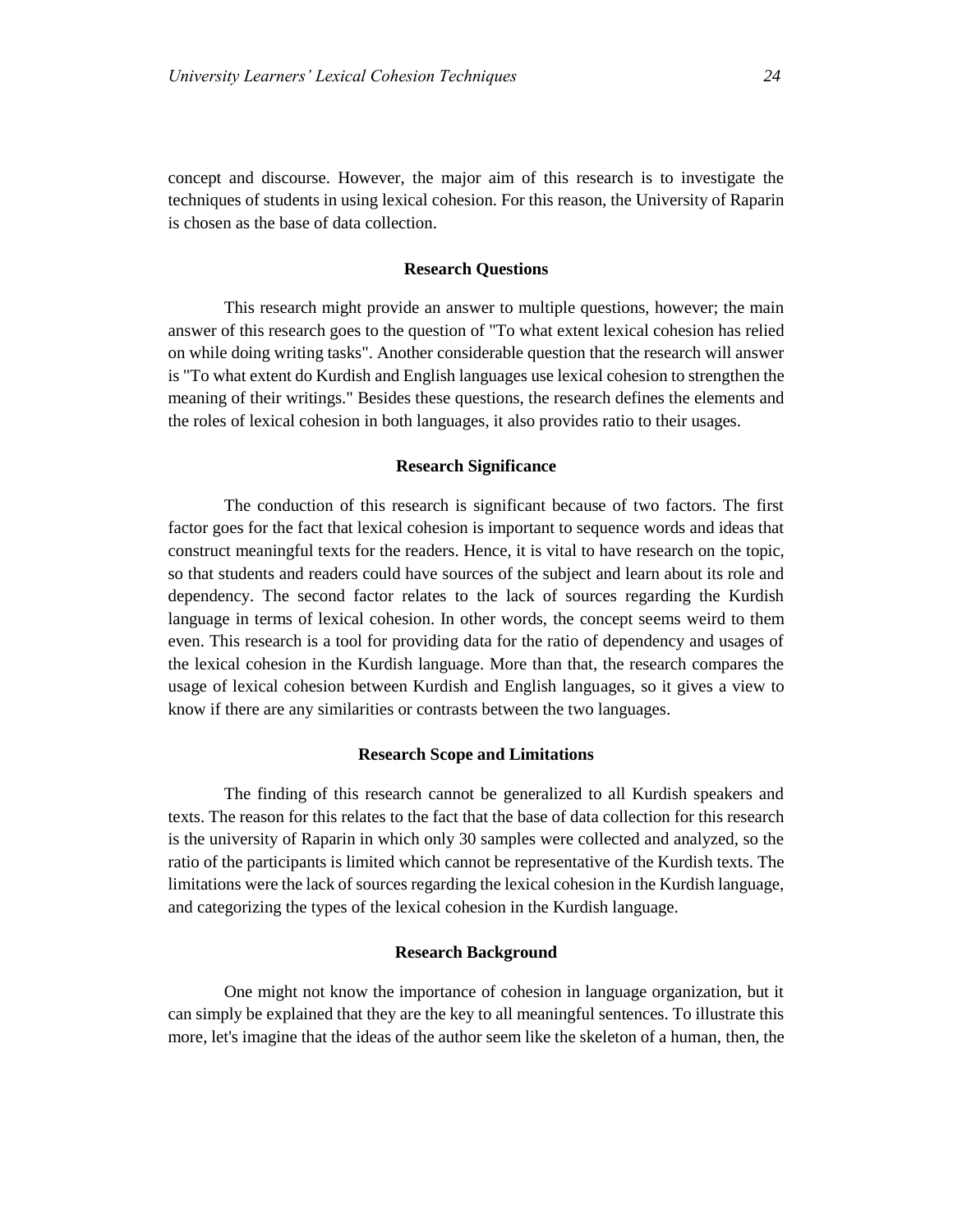concept and discourse. However, the major aim of this research is to investigate the techniques of students in using lexical cohesion. For this reason, the University of Raparin is chosen as the base of data collection.

## Research Questions

This research might provide an answer to multiple questions, however; the main answer of this research goes to the question of "To what extent lexical cohesion has relied on while doing writing tasks". Another considerable question that the research will answer is "To what extent do Kurdish and English languages use lexical cohesion to strengthen the meaning of their writings." Besides these questions, the research defines the elements and the roles of lexical cohesion in both languages, it also provides ratio to their usages.

## Research Significance

The conduction of this research is significant because of two factors. The first factor goes for the fact that lexical cohesion is important to sequence words and ideas that construct meaningful texts for the readers. Hence, it is vital to have research on the topic, so that students and readers could have sources of the subject and learn about its role and dependency. The second factor relates to the lack of sources regarding the Kurdish language in terms of lexical cohesion. In other words, the concept seems weird to them even. This research is a tool for providing data for the ratio of dependency and usages of the lexical cohesion in the Kurdish language. More than that, the research compares the usage of lexical cohesion between Kurdish and English languages, so it gives a view to know if there are any similarities or contrasts between the two languages.

## Research Scope and Limitations

The finding of this research cannot be generalized to all Kurdish speakers and texts. The reason for this relates to the fact that the base of data collection for this research is the university of Raparin in which only 30 samples were collected and analyzed, so the ratio of the participants is limited which cannot be representative of the Kurdish texts. The limitations were the lack of sources regarding the lexical cohesion in the Kurdish language, and categorizing the types of the lexical cohesion in the Kurdish language.

## Research Background

One might not know the importance of cohesion in language organization, but it can simply be explained that they are the key to all meaningful sentences. To illustrate this more, let's imagine that the ideas of the author seem like the skeleton of a human, then, the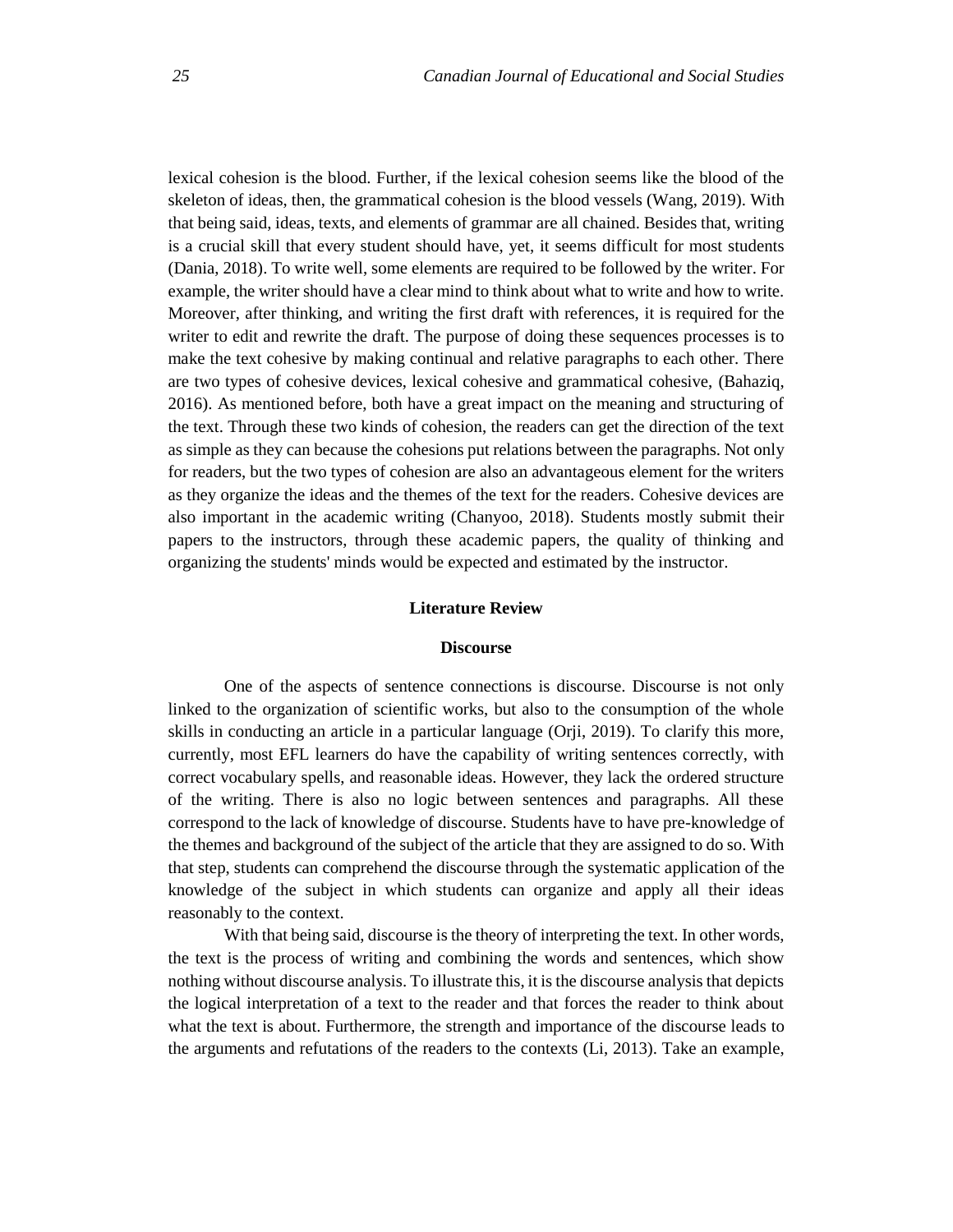lexical cohesion is the blood. Further, if the lexical cohesion seems like the blood of the skeleton of ideas, then, the grammatical cohesion is the blood vessels (Wang, 2019). With that being said, ideas, texts, and elements of grammar are all chained. Besides that, writing is a crucial skill that every student should have, yet, it seems difficult for most students (Dania, 2018). To write well, some elements are required to be followed by the writer. For example, the writer should have a clear mind to think about what to write and how to write. Moreover, after thinking, and writing the first draft with references, it is required for the writer to edit and rewrite the draft. The purpose of doing these sequences processes is to make the text cohesive by making continual and relative paragraphs to each other. There are two types of cohesive devices, lexical cohesive and grammatical cohesive, (Bahaziq, 2016). As mentioned before, both have a great impact on the meaning and structuring of the text. Through these two kinds of cohesion, the readers can get the direction of the text as simple as they can because the cohesions put relations between the paragraphs. Not only for readers, but the two types of cohesion are also an advantageous element for the writers as they organize the ideas and the themes of the text for the readers. Cohesive devices are also important in the academic writing (Chanyoo, 2018). Students mostly submit their papers to the instructors, through these academic papers, the quality of thinking and organizing the students' minds would be expected and estimated by the instructor.

## Literature Review

### Discourse

One of the aspects of sentence connections is discourse. Discourse is not only linked to the organization of scientific works, but also to the consumption of the whole skills in conducting an article in a particular language (Orji, 2019). To clarify this more, currently, most EFL learners do have the capability of writing sentences correctly, with correct vocabulary spells, and reasonable ideas. However, they lack the ordered structure of the writing. There is also no logic between sentences and paragraphs. All these correspond to the lack of knowledge of discourse. Students have to have pre-knowledge of the themes and background of the subject of the article that they are assigned to do so. With that step, students can comprehend the discourse through the systematic application of the knowledge of the subject in which students can organize and apply all their ideas reasonably to the context.

With that being said, discourse is the theory of interpreting the text. In other words, the text is the process of writing and combining the words and sentences, which show nothing without discourse analysis. To illustrate this, it is the discourse analysis that depicts the logical interpretation of a text to the reader and that forces the reader to think about what the text is about. Furthermore, the strength and importance of the discourse leads to the arguments and refutations of the readers to the contexts (Li, 2013). Take an example,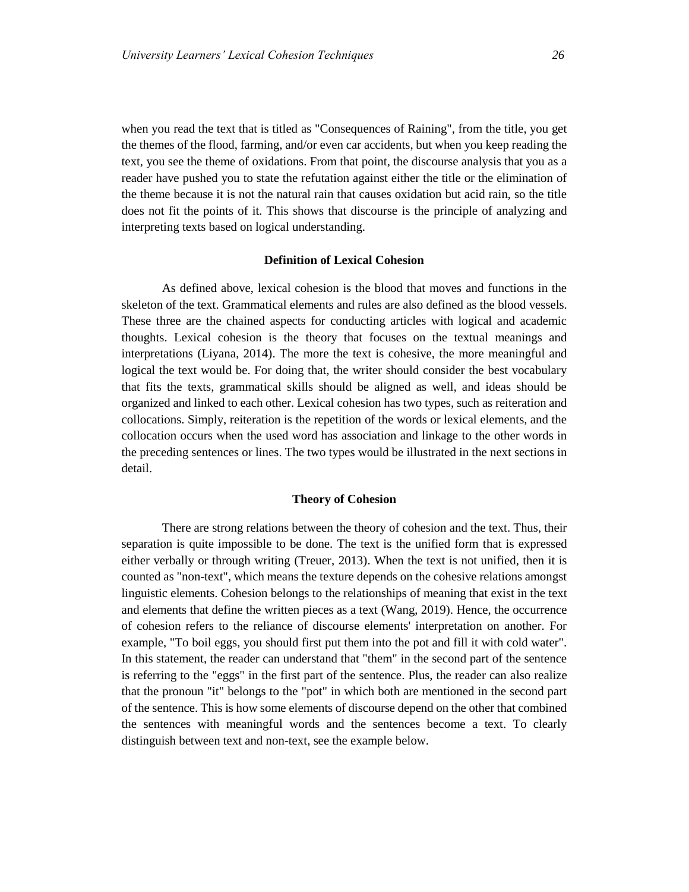when you read the text that is titled as "Consequences of Raining", from the title, you get the themes of the flood, farming, and/or even car accidents, but when you keep reading the text, you see the theme of oxidations. From that point, the discourse analysis that you as a reader have pushed you to state the refutation against either the title or the elimination of the theme because it is not the natural rain that causes oxidation but acid rain, so the title does not fit the points of it. This shows that discourse is the principle of analyzing and interpreting texts based on logical understanding.

## Definition of Lexical Cohesion

As defined above, lexical cohesion is the blood that moves and functions in the skeleton of the text. Grammatical elements and rules are also defined as the blood vessels. These three are the chained aspects for conducting articles with logical and academic thoughts. Lexical cohesion is the theory that focuses on the textual meanings and interpretations (Liyana, 2014). The more the text is cohesive, the more meaningful and logical the text would be. For doing that, the writer should consider the best vocabulary that fits the texts, grammatical skills should be aligned as well, and ideas should be organized and linked to each other. Lexical cohesion has two types, such as reiteration and collocations. Simply, reiteration is the repetition of the words or lexical elements, and the collocation occurs when the used word has association and linkage to the other words in the preceding sentences or lines. The two types would be illustrated in the next sections in detail.

## Theory of Cohesion

There are strong relations between the theory of cohesion and the text. Thus, their separation is quite impossible to be done. The text is the unified form that is expressed either verbally or through writing (Treuer, 2013). When the text is not unified, then it is counted as "non-text", which means the texture depends on the cohesive relations amongst linguistic elements. Cohesion belongs to the relationships of meaning that exist in the text and elements that define the written pieces as a text (Wang, 2019). Hence, the occurrence of cohesion refers to the reliance of discourse elements' interpretation on another. For example, "To boil eggs, you should first put them into the pot and fill it with cold water". In this statement, the reader can understand that "them" in the second part of the sentence is referring to the "eggs" in the first part of the sentence. Plus, the reader can also realize that the pronoun "it" belongs to the "pot" in which both are mentioned in the second part of the sentence. This is how some elements of discourse depend on the other that combined the sentences with meaningful words and the sentences become a text. To clearly distinguish between text and non-text, see the example below.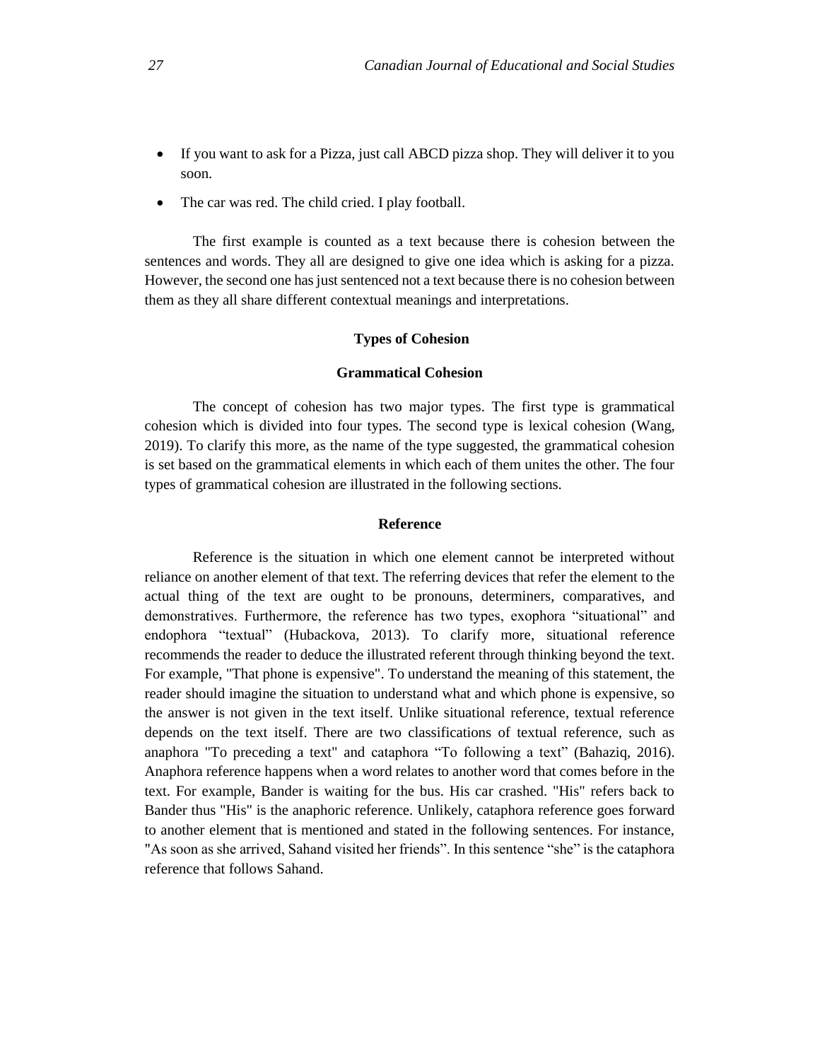- If you want to ask for a Pizza, just call ABCD pizza shop. They will deliver it to you soon.
- The car was red. The child cried. I play football.

The first example is counted as a text because there is cohesion between the sentences and words. They all are designed to give one idea which is asking for a pizza. However, the second one has just sentenced not a text because there is no cohesion between them as they all share different contextual meanings and interpretations.

## Types of Cohesion

### Grammatical Cohesion

The concept of cohesion has two major types. The first type is grammatical cohesion which is divided into four types. The second type is lexical cohesion (Wang, 2019). To clarify this more, as the name of the type suggested, the grammatical cohesion is set based on the grammatical elements in which each of them unites the other. The four types of grammatical cohesion are illustrated in the following sections.

### Reference

Reference is the situation in which one element cannot be interpreted without reliance on another element of that text. The referring devices that refer the element to the actual thing of the text are ought to be pronouns, determiners, comparatives, and demonstratives. Furthermore, the reference has two types, exophora “situational” and endophora “textual” (Hubackova, 2013). To clarify more, situational reference recommends the reader to deduce the illustrated referent through thinking beyond the text. For example, "That phone is expensive". To understand the meaning of this statement, the reader should imagine the situation to understand what and which phone is expensive, so the answer is not given in the text itself. Unlike situational reference, textual reference depends on the text itself. There are two classifications of textual reference, such as anaphora "To preceding a text" and cataphora “To following a text” (Bahaziq, 2016). Anaphora reference happens when a word relates to another word that comes before in the text. For example, Bander is waiting for the bus. His car crashed. "His" refers back to Bander thus "His" is the anaphoric reference. Unlikely, cataphora reference goes forward to another element that is mentioned and stated in the following sentences. For instance, "As soon as she arrived, Sahand visited her friends”. In this sentence “she” is the cataphora reference that follows Sahand.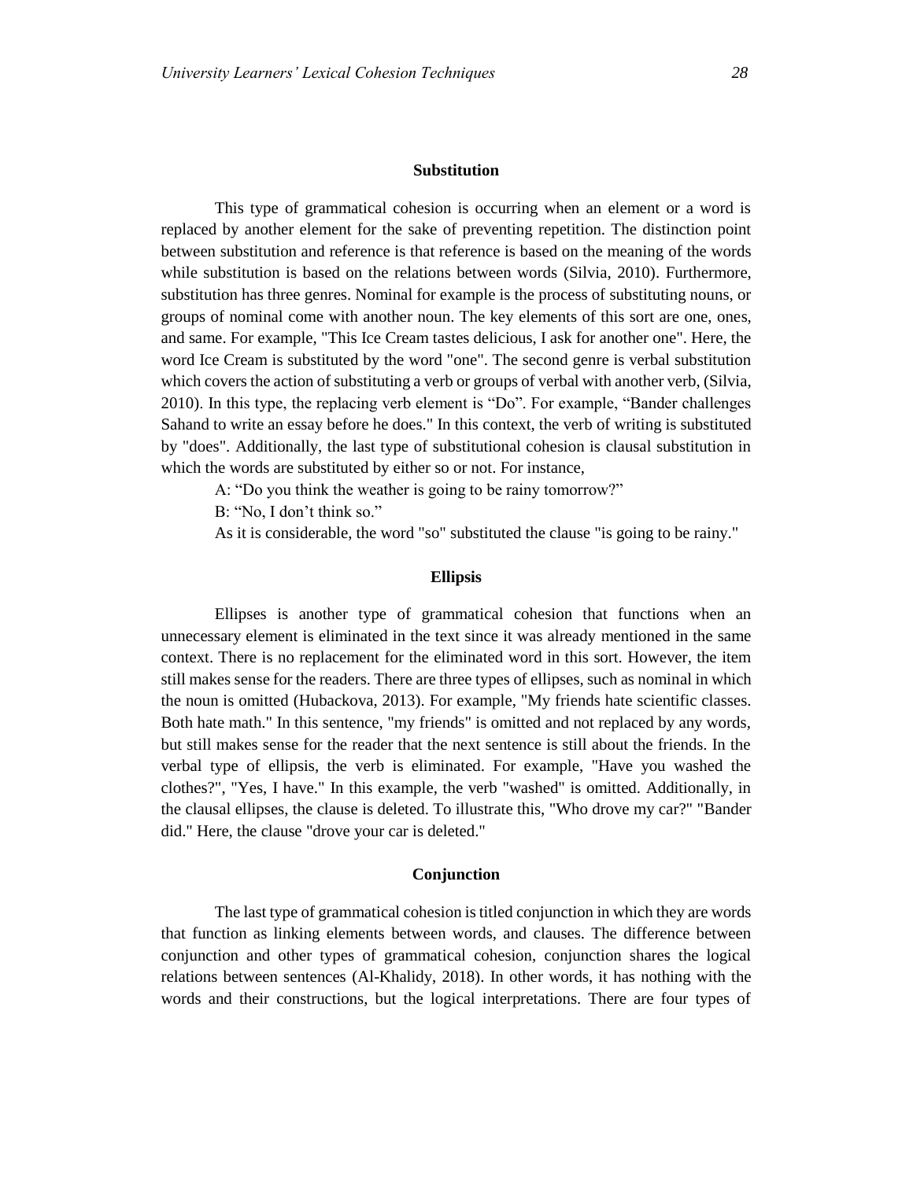## Substitution

This type of grammatical cohesion is occurring when an element or a word is replaced by another element for the sake of preventing repetition. The distinction point between substitution and reference is that reference is based on the meaning of the words while substitution is based on the relations between words (Silvia, 2010). Furthermore, substitution has three genres. Nominal for example is the process of substituting nouns, or groups of nominal come with another noun. The key elements of this sort are one, ones, and same. For example, "This Ice Cream tastes delicious, I ask for another one". Here, the word Ice Cream is substituted by the word "one". The second genre is verbal substitution which covers the action of substituting a verb or groups of verbal with another verb, (Silvia, 2010). In this type, the replacing verb element is “Do”. For example, “Bander challenges Sahand to write an essay before he does." In this context, the verb of writing is substituted by "does". Additionally, the last type of substitutional cohesion is clausal substitution in which the words are substituted by either so or not. For instance,

A: “Do you think the weather is going to be rainy tomorrow?”

B: “No, I don’t think so.”

As it is considerable, the word "so" substituted the clause "is going to be rainy."

## Ellipsis

Ellipses is another type of grammatical cohesion that functions when an unnecessary element is eliminated in the text since it was already mentioned in the same context. There is no replacement for the eliminated word in this sort. However, the item still makes sense for the readers. There are three types of ellipses, such as nominal in which the noun is omitted (Hubackova, 2013). For example, "My friends hate scientific classes. Both hate math." In this sentence, "my friends" is omitted and not replaced by any words, but still makes sense for the reader that the next sentence is still about the friends. In the verbal type of ellipsis, the verb is eliminated. For example, "Have you washed the clothes?", "Yes, I have." In this example, the verb "washed" is omitted. Additionally, in the clausal ellipses, the clause is deleted. To illustrate this, "Who drove my car?" "Bander did." Here, the clause "drove your car is deleted."

## Conjunction

The last type of grammatical cohesion is titled conjunction in which they are words that function as linking elements between words, and clauses. The difference between conjunction and other types of grammatical cohesion, conjunction shares the logical relations between sentences (Al-Khalidy, 2018). In other words, it has nothing with the words and their constructions, but the logical interpretations. There are four types of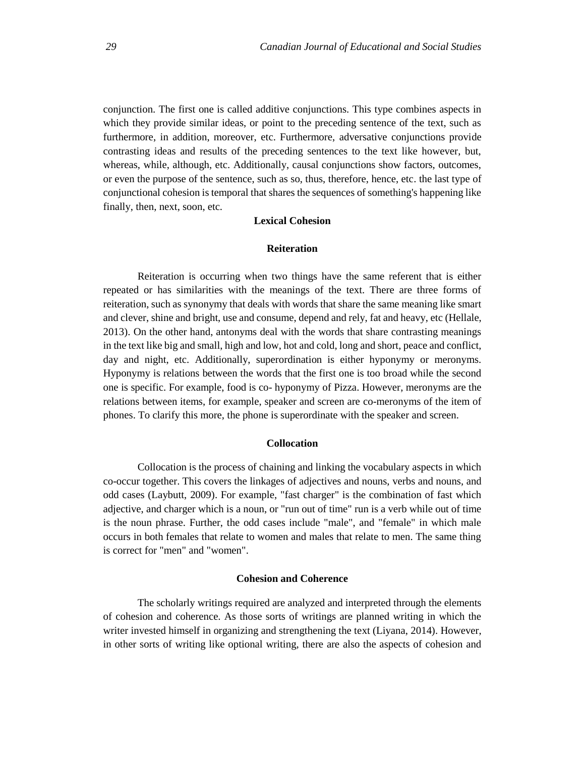conjunction. The first one is called additive conjunctions. This type combines aspects in which they provide similar ideas, or point to the preceding sentence of the text, such as furthermore, in addition, moreover, etc. Furthermore, adversative conjunctions provide contrasting ideas and results of the preceding sentences to the text like however, but, whereas, while, although, etc. Additionally, causal conjunctions show factors, outcomes, or even the purpose of the sentence, such as so, thus, therefore, hence, etc. the last type of conjunctional cohesion is temporal that shares the sequences of something's happening like finally, then, next, soon, etc.

## Lexical Cohesion

### Reiteration

Reiteration is occurring when two things have the same referent that is either repeated or has similarities with the meanings of the text. There are three forms of reiteration, such as synonymy that deals with words that share the same meaning like smart and clever, shine and bright, use and consume, depend and rely, fat and heavy, etc (Hellale, 2013). On the other hand, antonyms deal with the words that share contrasting meanings in the text like big and small, high and low, hot and cold, long and short, peace and conflict, day and night, etc. Additionally, superordination is either hyponymy or meronyms. Hyponymy is relations between the words that the first one is too broad while the second one is specific. For example, food is co- hyponymy of Pizza. However, meronyms are the relations between items, for example, speaker and screen are co-meronyms of the item of phones. To clarify this more, the phone is superordinate with the speaker and screen.

### Collocation

Collocation is the process of chaining and linking the vocabulary aspects in which co-occur together. This covers the linkages of adjectives and nouns, verbs and nouns, and odd cases (Laybutt, 2009). For example, "fast charger" is the combination of fast which adjective, and charger which is a noun, or "run out of time" run is a verb while out of time is the noun phrase. Further, the odd cases include "male", and "female" in which male occurs in both females that relate to women and males that relate to men. The same thing is correct for "men" and "women".

## Cohesion and Coherence

The scholarly writings required are analyzed and interpreted through the elements of cohesion and coherence. As those sorts of writings are planned writing in which the writer invested himself in organizing and strengthening the text (Liyana, 2014). However, in other sorts of writing like optional writing, there are also the aspects of cohesion and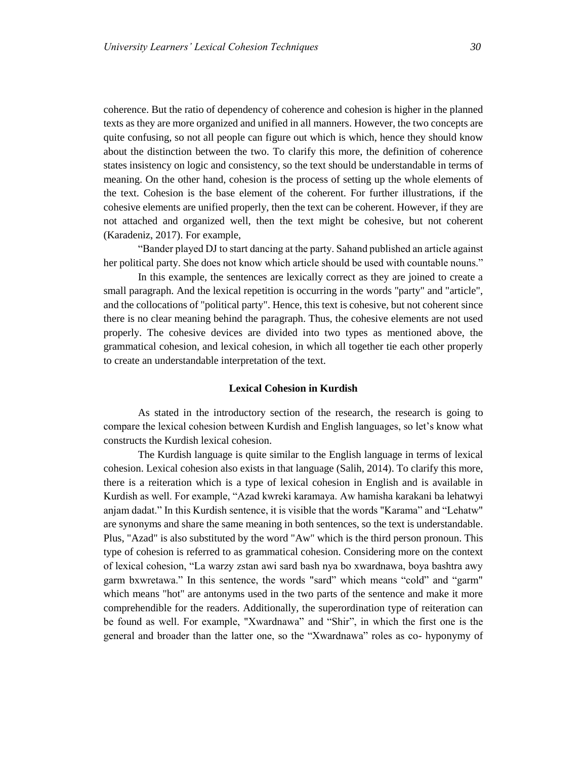coherence. But the ratio of dependency of coherence and cohesion is higher in the planned texts as they are more organized and unified in all manners. However, the two concepts are quite confusing, so not all people can figure out which is which, hence they should know about the distinction between the two. To clarify this more, the definition of coherence states insistency on logic and consistency, so the text should be understandable in terms of meaning. On the other hand, cohesion is the process of setting up the whole elements of the text. Cohesion is the base element of the coherent. For further illustrations, if the cohesive elements are unified properly, then the text can be coherent. However, if they are not attached and organized well, then the text might be cohesive, but not coherent (Karadeniz, 2017). For example,

"Bander played DJ to start dancing at the party. Sahand published an article against her political party. She does not know which article should be used with countable nouns."

In this example, the sentences are lexically correct as they are joined to create a small paragraph. And the lexical repetition is occurring in the words "party" and "article", and the collocations of "political party". Hence, this text is cohesive, but not coherent since there is no clear meaning behind the paragraph. Thus, the cohesive elements are not used properly. The cohesive devices are divided into two types as mentioned above, the grammatical cohesion, and lexical cohesion, in which all together tie each other properly to create an understandable interpretation of the text.

## Lexical Cohesion in Kurdish

As stated in the introductory section of the research, the research is going to compare the lexical cohesion between Kurdish and English languages, so let's know what constructs the Kurdish lexical cohesion.

The Kurdish language is quite similar to the English language in terms of lexical cohesion. Lexical cohesion also exists in that language (Salih, 2014). To clarify this more, there is a reiteration which is a type of lexical cohesion in English and is available in Kurdish as well. For example, "Azad kwreki karamaya. Aw hamisha karakani ba lehatwyi anjam dadat." In this Kurdish sentence, it is visible that the words "Karama" and "Lehatw" are synonyms and share the same meaning in both sentences, so the text is understandable. Plus, "Azad" is also substituted by the word "Aw" which is the third person pronoun. This type of cohesion is referred to as grammatical cohesion. Considering more on the context of lexical cohesion, "La warzy zstan awi sard bash nya bo xwardnawa, boya bashtra awy garm bxwretawa." In this sentence, the words "sard" which means "cold" and "garm" which means "hot" are antonyms used in the two parts of the sentence and make it more comprehendible for the readers. Additionally, the superordination type of reiteration can be found as well. For example, "Xwardnawa" and "Shir", in which the first one is the general and broader than the latter one, so the "Xwardnawa" roles as co- hyponymy of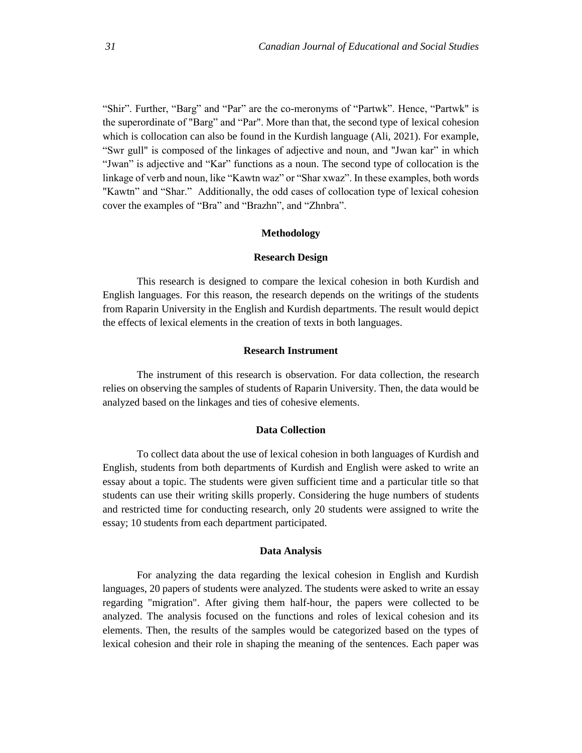"Shir". Further, "Barg" and "Par" are the co-meronyms of "Partwk". Hence, "Partwk" is the superordinate of "Barg" and "Par". More than that, the second type of lexical cohesion which is collocation can also be found in the Kurdish language (Ali, 2021). For example, "Swr gull" is composed of the linkages of adjective and noun, and "Jwan kar" in which "Jwan" is adjective and "Kar" functions as a noun. The second type of collocation is the linkage of verb and noun, like "Kawtn waz" or "Shar xwaz". In these examples, both words "Kawtn" and "Shar." Additionally, the odd cases of collocation type of lexical cohesion cover the examples of "Bra" and "Brazhn", and "Zhnbra".

## Methodology

### Research Design

This research is designed to compare the lexical cohesion in both Kurdish and English languages. For this reason, the research depends on the writings of the students from Raparin University in the English and Kurdish departments. The result would depict the effects of lexical elements in the creation of texts in both languages.

### Research Instrument

The instrument of this research is observation. For data collection, the research relies on observing the samples of students of Raparin University. Then, the data would be analyzed based on the linkages and ties of cohesive elements.

### Data Collection

To collect data about the use of lexical cohesion in both languages of Kurdish and English, students from both departments of Kurdish and English were asked to write an essay about a topic. The students were given sufficient time and a particular title so that students can use their writing skills properly. Considering the huge numbers of students and restricted time for conducting research, only 20 students were assigned to write the essay; 10 students from each department participated.

### Data Analysis

For analyzing the data regarding the lexical cohesion in English and Kurdish languages, 20 papers of students were analyzed. The students were asked to write an essay regarding "migration". After giving them half-hour, the papers were collected to be analyzed. The analysis focused on the functions and roles of lexical cohesion and its elements. Then, the results of the samples would be categorized based on the types of lexical cohesion and their role in shaping the meaning of the sentences. Each paper was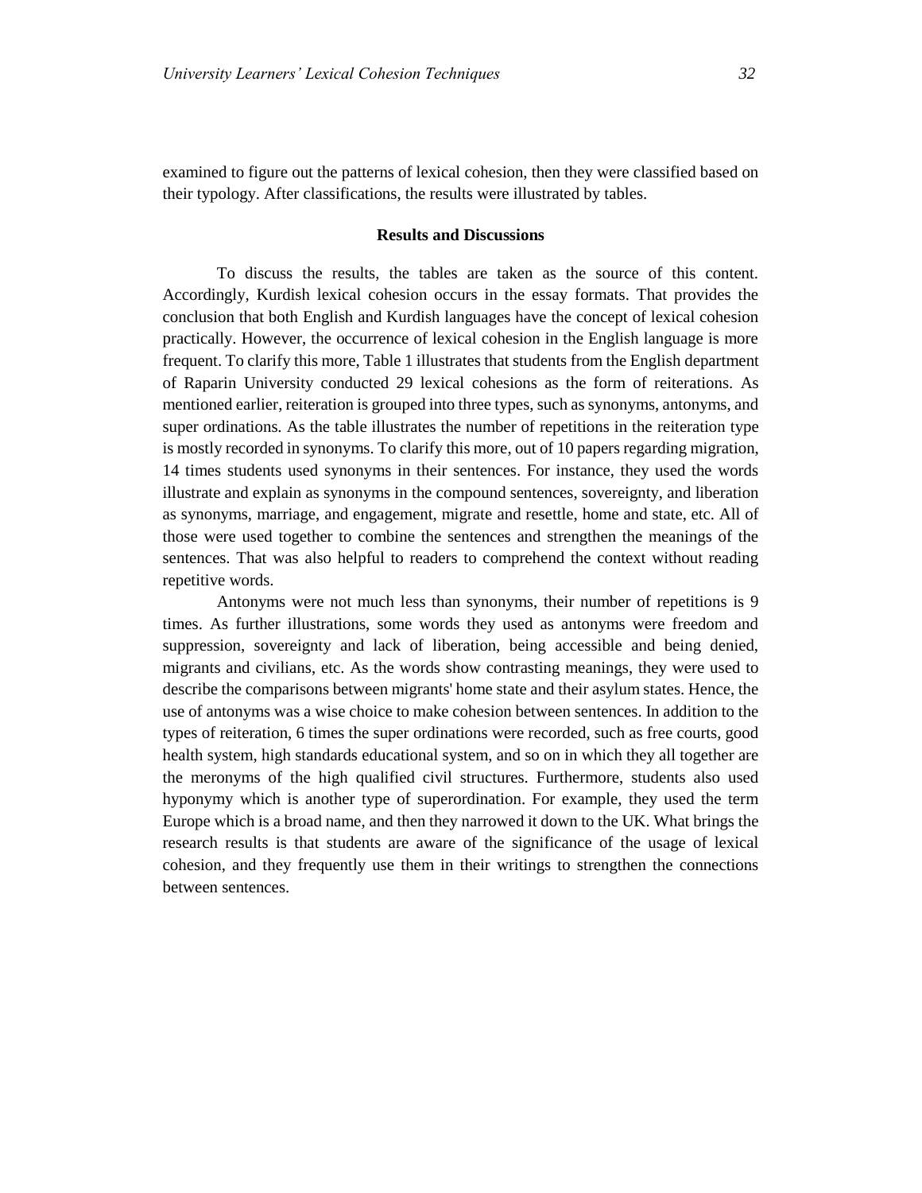examined to figure out the patterns of lexical cohesion, then they were classified based on their typology. After classifications, the results were illustrated by tables.

## Results and Discussions

To discuss the results, the tables are taken as the source of this content. Accordingly, Kurdish lexical cohesion occurs in the essay formats. That provides the conclusion that both English and Kurdish languages have the concept of lexical cohesion practically. However, the occurrence of lexical cohesion in the English language is more frequent. To clarify this more, Table 1 illustrates that students from the English department of Raparin University conducted 29 lexical cohesions as the form of reiterations. As mentioned earlier, reiteration is grouped into three types, such as synonyms, antonyms, and super ordinations. As the table illustrates the number of repetitions in the reiteration type is mostly recorded in synonyms. To clarify this more, out of 10 papers regarding migration, 14 times students used synonyms in their sentences. For instance, they used the words illustrate and explain as synonyms in the compound sentences, sovereignty, and liberation as synonyms, marriage, and engagement, migrate and resettle, home and state, etc. All of those were used together to combine the sentences and strengthen the meanings of the sentences. That was also helpful to readers to comprehend the context without reading repetitive words.

Antonyms were not much less than synonyms, their number of repetitions is 9 times. As further illustrations, some words they used as antonyms were freedom and suppression, sovereignty and lack of liberation, being accessible and being denied, migrants and civilians, etc. As the words show contrasting meanings, they were used to describe the comparisons between migrants' home state and their asylum states. Hence, the use of antonyms was a wise choice to make cohesion between sentences. In addition to the types of reiteration, 6 times the super ordinations were recorded, such as free courts, good health system, high standards educational system, and so on in which they all together are the meronyms of the high qualified civil structures. Furthermore, students also used hyponymy which is another type of superordination. For example, they used the term Europe which is a broad name, and then they narrowed it down to the UK. What brings the research results is that students are aware of the significance of the usage of lexical cohesion, and they frequently use them in their writings to strengthen the connections between sentences.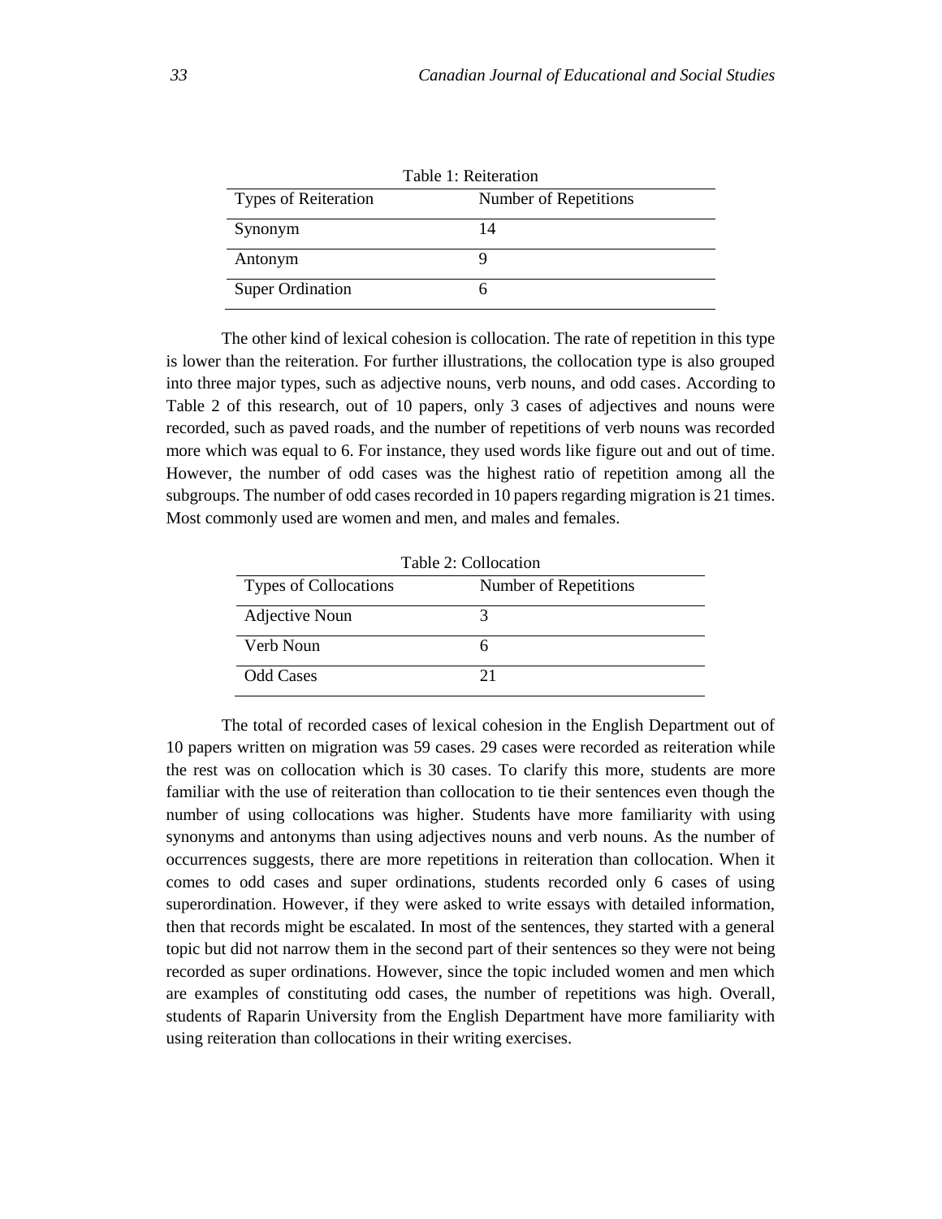Table 1: Reiteration

| Types of Reiteration | Number of Repetitions |
|---|---|
| Synonym | 14 |
| Antonym | 9 |
| Super Ordination | 6 |

The other kind of lexical cohesion is collocation. The rate of repetition in this type is lower than the reiteration. For further illustrations, the collocation type is also grouped into three major types, such as adjective nouns, verb nouns, and odd cases. According to Table 2 of this research, out of 10 papers, only 3 cases of adjectives and nouns were recorded, such as paved roads, and the number of repetitions of verb nouns was recorded more which was equal to 6. For instance, they used words like figure out and out of time. However, the number of odd cases was the highest ratio of repetition among all the subgroups. The number of odd cases recorded in 10 papers regarding migration is 21 times. Most commonly used are women and men, and males and females.

Table 2: Collocation

| Types of Collocations | Number of Repetitions |
|---|---|
| Adjective Noun | 3 |
| Verb Noun | 6 |
| Odd Cases | 21 |

The total of recorded cases of lexical cohesion in the English Department out of 10 papers written on migration was 59 cases. 29 cases were recorded as reiteration while the rest was on collocation which is 30 cases. To clarify this more, students are more familiar with the use of reiteration than collocation to tie their sentences even though the number of using collocations was higher. Students have more familiarity with using synonyms and antonyms than using adjectives nouns and verb nouns. As the number of occurrences suggests, there are more repetitions in reiteration than collocation. When it comes to odd cases and super ordinations, students recorded only 6 cases of using superordination. However, if they were asked to write essays with detailed information, then that records might be escalated. In most of the sentences, they started with a general topic but did not narrow them in the second part of their sentences so they were not being recorded as super ordinations. However, since the topic included women and men which are examples of constituting odd cases, the number of repetitions was high. Overall, students of Raparin University from the English Department have more familiarity with using reiteration than collocations in their writing exercises.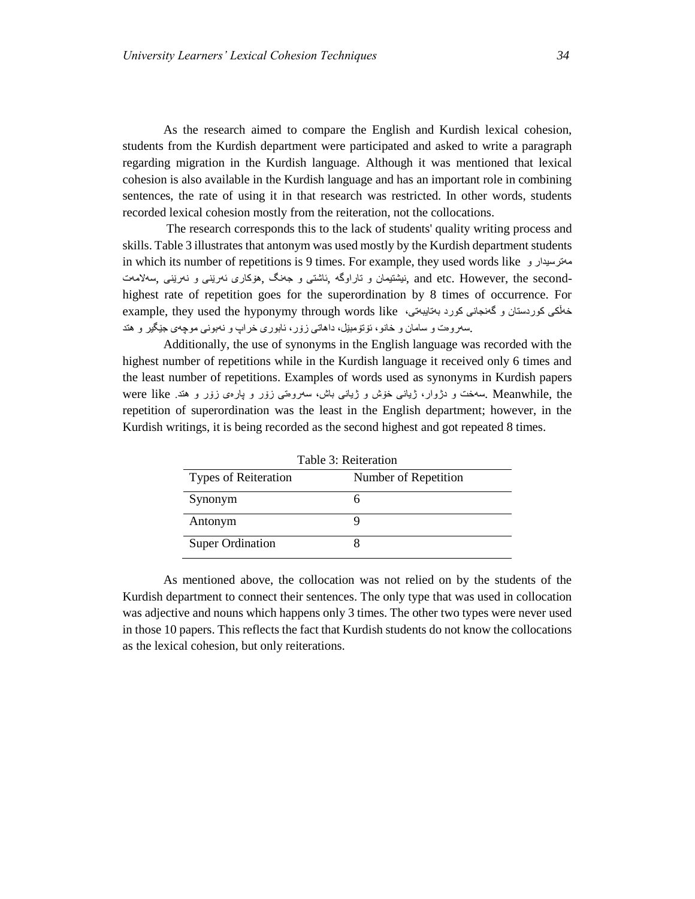As the research aimed to compare the English and Kurdish lexical cohesion, students from the Kurdish department were participated and asked to write a paragraph regarding migration in the Kurdish language. Although it was mentioned that lexical cohesion is also available in the Kurdish language and has an important role in combining sentences, the rate of using it in that research was restricted. In other words, students recorded lexical cohesion mostly from the reiteration, not the collocations.

The research corresponds this to the lack of students' quality writing process and skills. Table 3 illustrates that antonym was used mostly by the Kurdish department students in which its number of repetitions is 9 times. For example, they used words like مەترسیدار و نیشتیمان و تاراوگە ,ئاشتی و جەنگ ,هۆکاری ئەرێنی و نەرێنی ,سەلامەت, and etc. However, the second-highest rate of repetition goes for the superordination by 8 times of occurrence. For example, they used the hyponymy through words like خەڵکی کوردستان و گەنجانی کورد بەتایبەتی، سەروەت و سامان و خانو، ئۆتۆمبێل، داهاتی زۆر، ئابوری خراپ و نەبونی موچەی جێگیر و هتد.

Additionally, the use of synonyms in the English language was recorded with the highest number of repetitions while in the Kurdish language it received only 6 times and the least number of repetitions. Examples of words used as synonyms in Kurdish papers were like سەخت و دژوار، ژیانی خۆش و ژیانی باش، سەروەتی زۆر و پارەی زۆر و هتد. Meanwhile, the repetition of superordination was the least in the English department; however, in the Kurdish writings, it is being recorded as the second highest and got repeated 8 times.

Table 3: Reiteration

| Types of Reiteration | Number of Repetition |
|---|---|
| Synonym | 6 |
| Antonym | 9 |
| Super Ordination | 8 |

As mentioned above, the collocation was not relied on by the students of the Kurdish department to connect their sentences. The only type that was used in collocation was adjective and nouns which happens only 3 times. The other two types were never used in those 10 papers. This reflects the fact that Kurdish students do not know the collocations as the lexical cohesion, but only reiterations.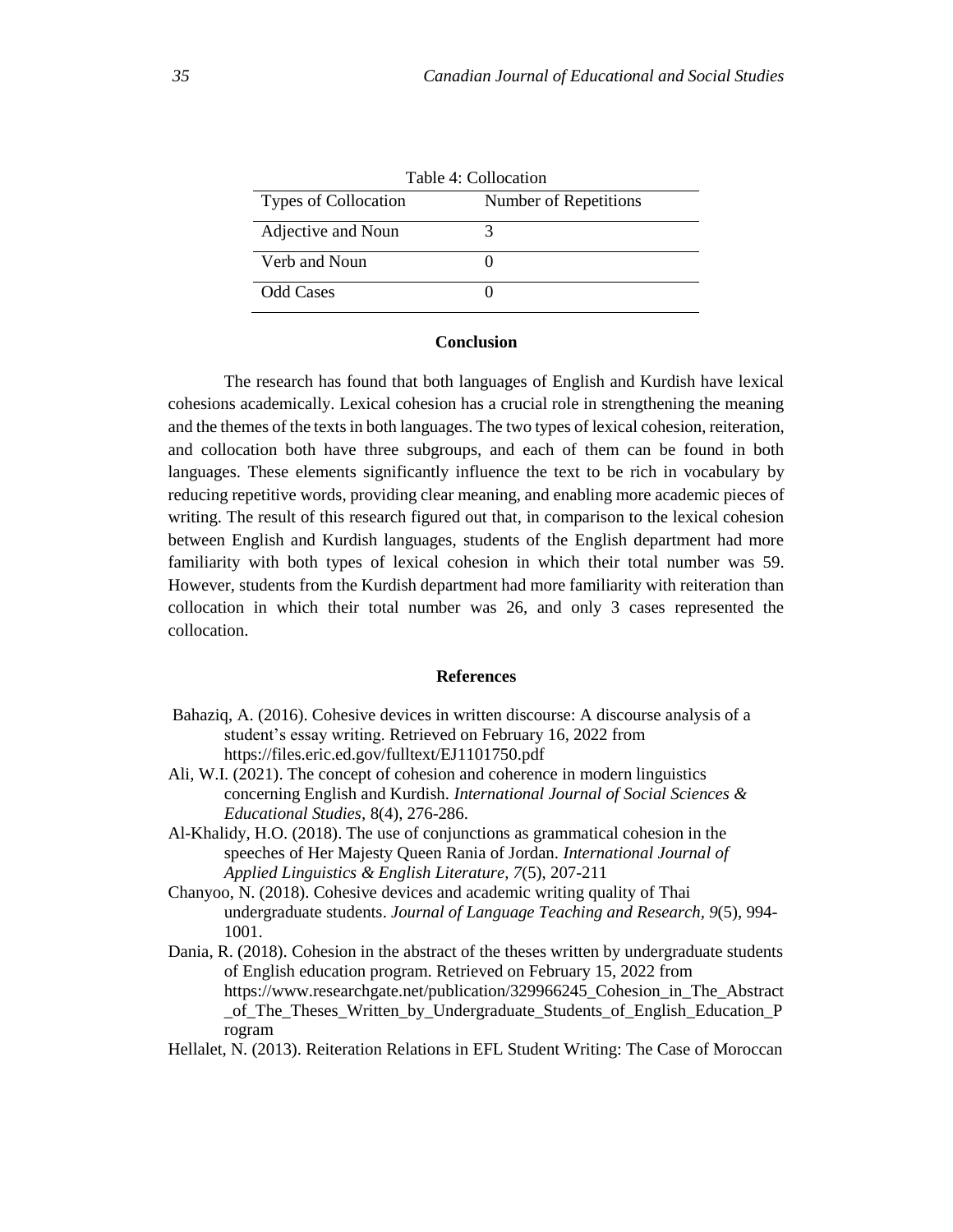Table 4: Collocation

| Types of Collocation | Number of Repetitions |
| --- | --- |
| Adjective and Noun | 3 |
| Verb and Noun | 0 |
| Odd Cases | 0 |

## Conclusion

The research has found that both languages of English and Kurdish have lexical cohesions academically. Lexical cohesion has a crucial role in strengthening the meaning and the themes of the texts in both languages. The two types of lexical cohesion, reiteration, and collocation both have three subgroups, and each of them can be found in both languages. These elements significantly influence the text to be rich in vocabulary by reducing repetitive words, providing clear meaning, and enabling more academic pieces of writing. The result of this research figured out that, in comparison to the lexical cohesion between English and Kurdish languages, students of the English department had more familiarity with both types of lexical cohesion in which their total number was 59. However, students from the Kurdish department had more familiarity with reiteration than collocation in which their total number was 26, and only 3 cases represented the collocation.

## References

Bahaziq, A. (2016). Cohesive devices in written discourse: A discourse analysis of a student's essay writing. Retrieved on February 16, 2022 from https://files.eric.ed.gov/fulltext/EJ1101750.pdf

Ali, W.I. (2021). The concept of cohesion and coherence in modern linguistics concerning English and Kurdish. *International Journal of Social Sciences & Educational Studies*, 8(4), 276-286.

Al-Khalidy, H.O. (2018). The use of conjunctions as grammatical cohesion in the speeches of Her Majesty Queen Rania of Jordan. *International Journal of Applied Linguistics & English Literature, 7*(5), 207-211

Chanyoo, N. (2018). Cohesive devices and academic writing quality of Thai undergraduate students. *Journal of Language Teaching and Research, 9*(5), 994-1001.

Dania, R. (2018). Cohesion in the abstract of the theses written by undergraduate students of English education program. Retrieved on February 15, 2022 from https://www.researchgate.net/publication/329966245_Cohesion_in_The_Abstract_of_The_Theses_Written_by_Undergraduate_Students_of_English_Education_Program

Hellalet, N. (2013). Reiteration Relations in EFL Student Writing: The Case of Moroccan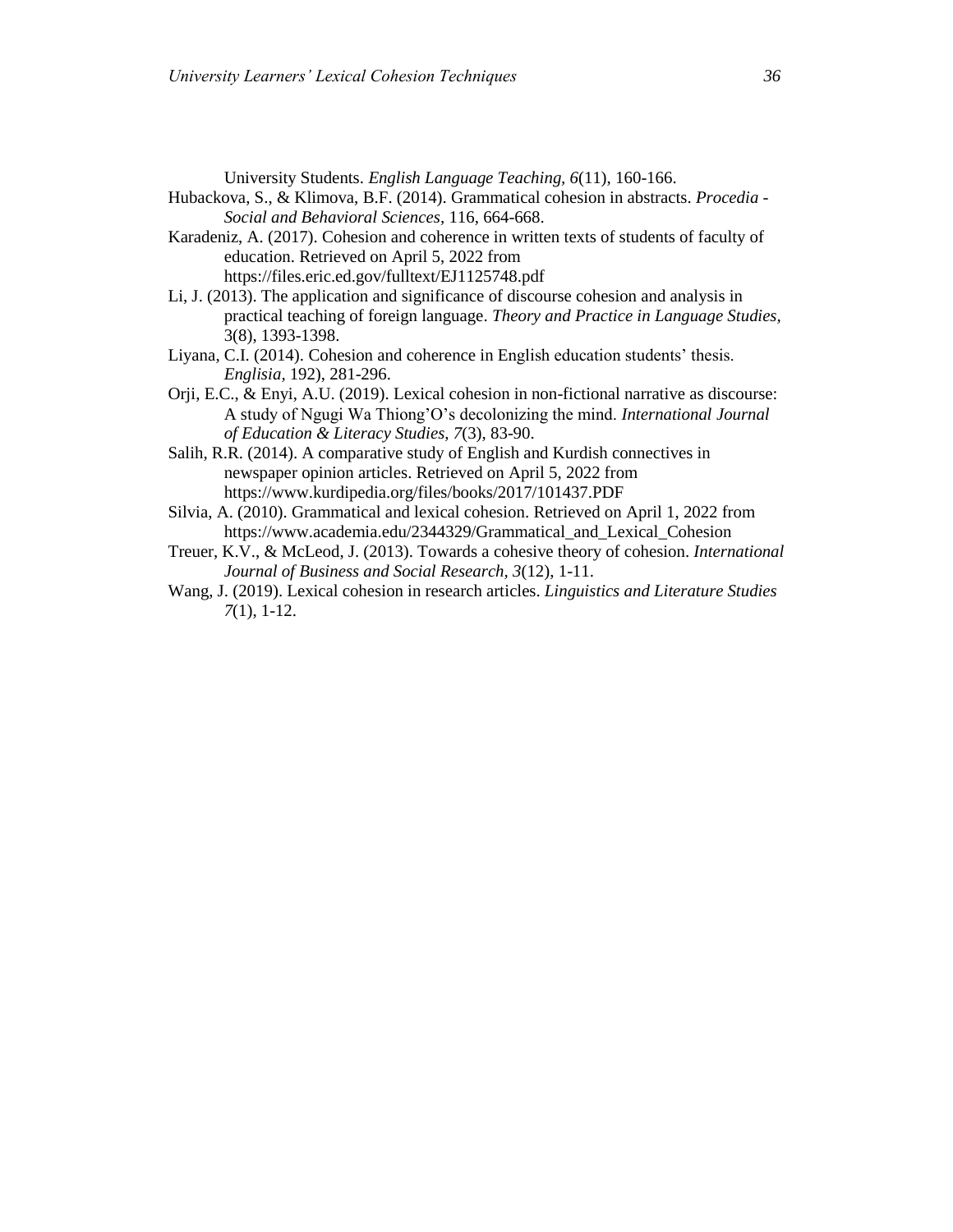University Students. *English Language Teaching, 6*(11), 160-166.

Hubackova, S., & Klimova, B.F. (2014). Grammatical cohesion in abstracts. *Procedia - Social and Behavioral Sciences,* 116, 664-668.

Karadeniz, A. (2017). Cohesion and coherence in written texts of students of faculty of education. Retrieved on April 5, 2022 from https://files.eric.ed.gov/fulltext/EJ1125748.pdf

Li, J. (2013). The application and significance of discourse cohesion and analysis in practical teaching of foreign language. *Theory and Practice in Language Studies,* 3(8), 1393-1398.

Liyana, C.I. (2014). Cohesion and coherence in English education students' thesis. *Englisia,* 192), 281-296.

Orji, E.C., & Enyi, A.U. (2019). Lexical cohesion in non-fictional narrative as discourse: A study of Ngugi Wa Thiong'O's decolonizing the mind. *International Journal of Education & Literacy Studies, 7*(3), 83-90.

Salih, R.R. (2014). A comparative study of English and Kurdish connectives in newspaper opinion articles. Retrieved on April 5, 2022 from https://www.kurdipedia.org/files/books/2017/101437.PDF

Silvia, A. (2010). Grammatical and lexical cohesion. Retrieved on April 1, 2022 from https://www.academia.edu/2344329/Grammatical_and_Lexical_Cohesion

Treuer, K.V., & McLeod, J. (2013). Towards a cohesive theory of cohesion. *International Journal of Business and Social Research, 3*(12), 1-11.

Wang, J. (2019). Lexical cohesion in research articles. *Linguistics and Literature Studies 7*(1), 1-12.